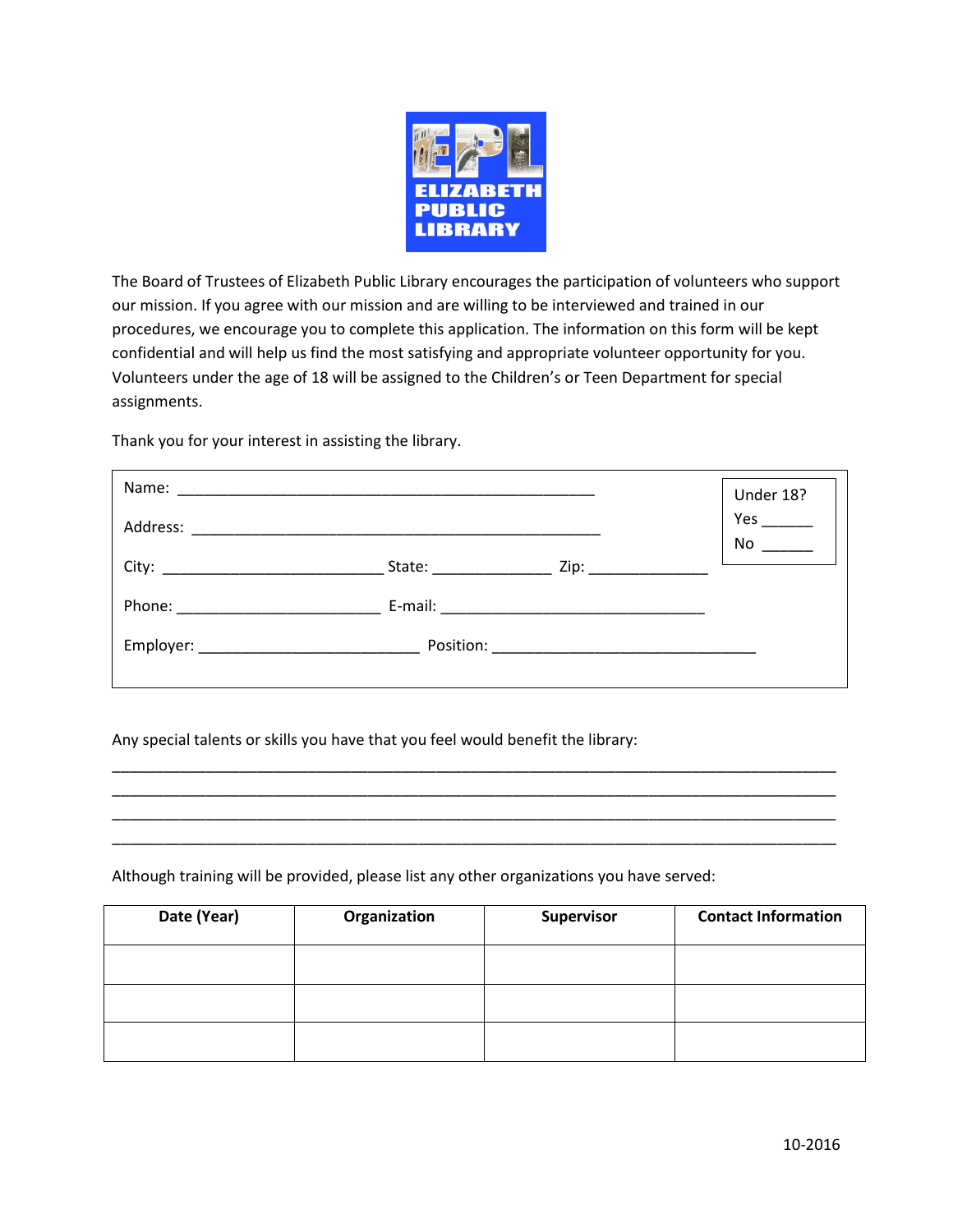ELIZABETH PUBLIC LIBRARY

The Board of Trustees of Elizabeth Public Library encourages the participation of volunteers who support our mission. If you agree with our mission and are willing to be interviewed and trained in our procedures, we encourage you to complete this application. The information on this form will be kept confidential and will help us find the most satisfying and appropriate volunteer opportunity for you. Volunteers under the age of 18 will be assigned to the Children's or Teen Department for special assignments.

Thank you for your interest in assisting the library.

Name: ___________________________________________________

Address: _________________________________________________

City: __________________________ State: ______________ Zip: ______________

Phone: ________________________ E-mail: _______________________________

Employer: __________________________ Position: _______________________________

Under 18?
Yes ______
No ______

Any special talents or skills you have that you feel would benefit the library:

______________________________________________________________________________________
______________________________________________________________________________________
______________________________________________________________________________________
______________________________________________________________________________________

Although training will be provided, please list any other organizations you have served:

| Date (Year) | Organization | Supervisor | Contact Information |
|---|---|---|---|
| | | | |
| | | | |
| | | | |

10-2016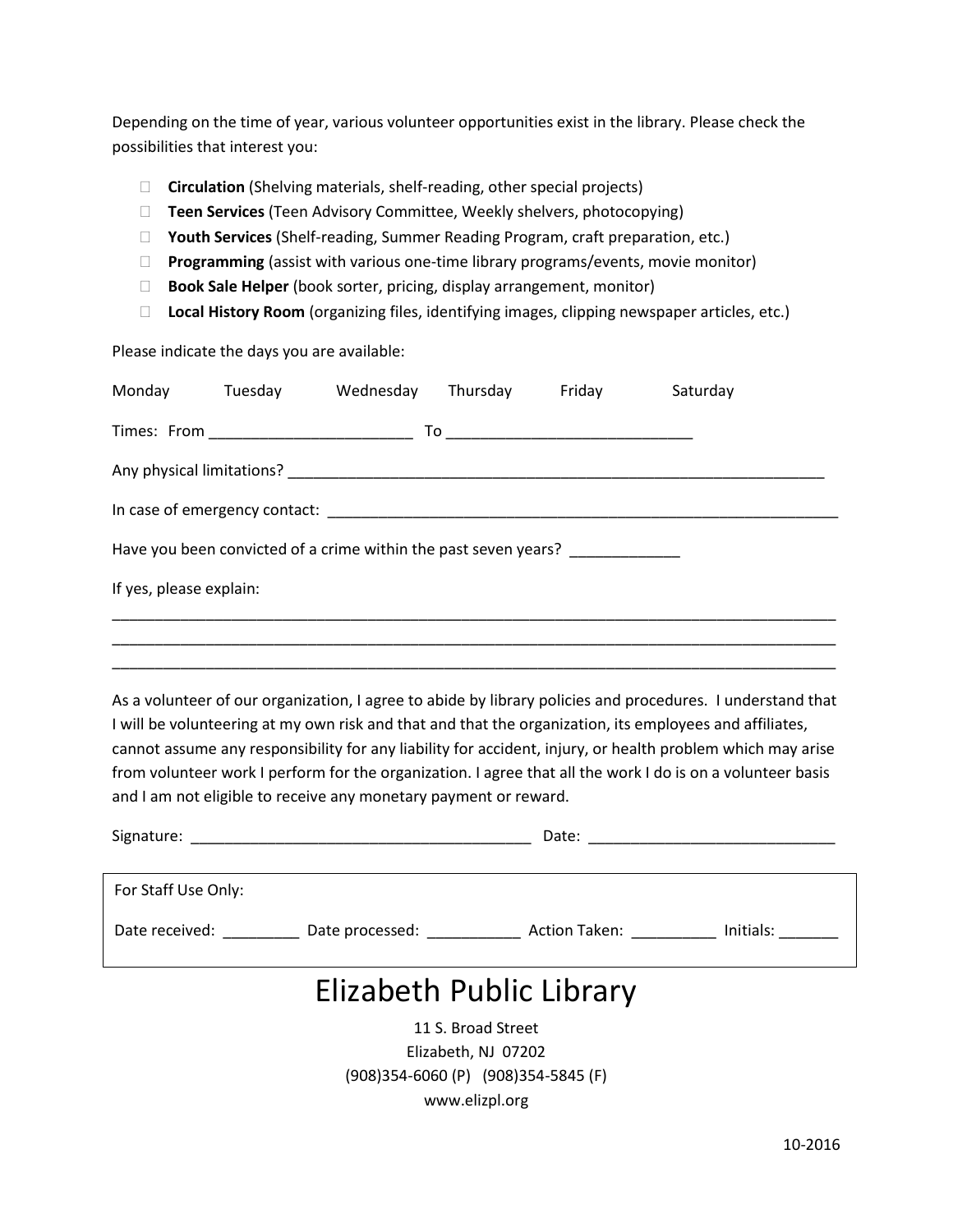Depending on the time of year, various volunteer opportunities exist in the library. Please check the possibilities that interest you:

- ☐ **Circulation** (Shelving materials, shelf-reading, other special projects)
- ☐ **Teen Services** (Teen Advisory Committee, Weekly shelvers, photocopying)
- ☐ **Youth Services** (Shelf-reading, Summer Reading Program, craft preparation, etc.)
- ☐ **Programming** (assist with various one-time library programs/events, movie monitor)
- ☐ **Book Sale Helper** (book sorter, pricing, display arrangement, monitor)
- ☐ **Local History Room** (organizing files, identifying images, clipping newspaper articles, etc.)

Please indicate the days you are available:

Monday Tuesday Wednesday Thursday Friday Saturday

Times: From ________________________ To ____________________________

Any physical limitations? ________________________________________________________________

In case of emergency contact: ______________________________________________________________

Have you been convicted of a crime within the past seven years? ____________

If yes, please explain:

______________________________________________________________________________________

______________________________________________________________________________________

______________________________________________________________________________________

As a volunteer of our organization, I agree to abide by library policies and procedures. I understand that I will be volunteering at my own risk and that and that the organization, its employees and affiliates, cannot assume any responsibility for any liability for accident, injury, or health problem which may arise from volunteer work I perform for the organization. I agree that all the work I do is on a volunteer basis and I am not eligible to receive any monetary payment or reward.

Signature: ________________________________________ Date: ____________________________

For Staff Use Only:

Date received: _________ Date processed: ___________ Action Taken: __________ Initials: _______

# Elizabeth Public Library

11 S. Broad Street
Elizabeth, NJ 07202
(908)354-6060 (P) (908)354-5845 (F)
www.elizpl.org

10-2016